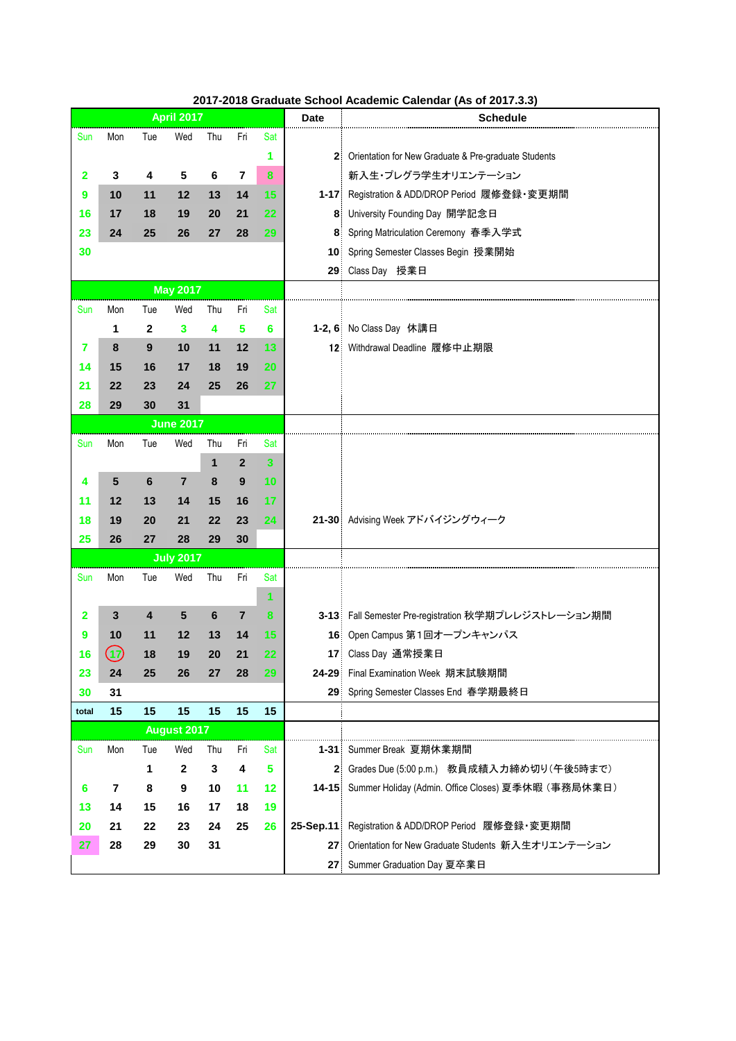# 2017-2018 Graduate School Academic Calendar (As of 2017.3.3)

## April 2017

| Sun | Mon | Tue | Wed | Thu | Fri | Sat |
|---|---|---|---|---|---|---|
| | | | | | | 1 |
| 2 | 3 | 4 | 5 | 6 | 7 | 8 |
| 9 | 10 | 11 | 12 | 13 | 14 | 15 |
| 16 | 17 | 18 | 19 | 20 | 21 | 22 |
| 23 | 24 | 25 | 26 | 27 | 28 | 29 |
| 30 | | | | | | |

| Date | Schedule |
|---|---|
| 2 | Orientation for New Graduate & Pre-graduate Students 新入生・プレグラ学生オリエンテーション |
| 1-17 | Registration & ADD/DROP Period 履修登録・変更期間 |
| 8 | University Founding Day 開学記念日 |
| 8 | Spring Matriculation Ceremony 春季入学式 |
| 10 | Spring Semester Classes Begin 授業開始 |
| 29 | Class Day 授業日 |

## May 2017

| Sun | Mon | Tue | Wed | Thu | Fri | Sat |
|---|---|---|---|---|---|---|
| | 1 | 2 | 3 | 4 | 5 | 6 |
| 7 | 8 | 9 | 10 | 11 | 12 | 13 |
| 14 | 15 | 16 | 17 | 18 | 19 | 20 |
| 21 | 22 | 23 | 24 | 25 | 26 | 27 |
| 28 | 29 | 30 | 31 | | | |

| Date | Schedule |
|---|---|
| 1-2, 6 | No Class Day 休講日 |
| 12 | Withdrawal Deadline 履修中止期限 |

## June 2017

| Sun | Mon | Tue | Wed | Thu | Fri | Sat |
|---|---|---|---|---|---|---|
| | | | | 1 | 2 | 3 |
| 4 | 5 | 6 | 7 | 8 | 9 | 10 |
| 11 | 12 | 13 | 14 | 15 | 16 | 17 |
| 18 | 19 | 20 | 21 | 22 | 23 | 24 |
| 25 | 26 | 27 | 28 | 29 | 30 | |

| Date | Schedule |
|---|---|
| 21-30 | Advising Week アドバイジングウィーク |

## July 2017

| Sun | Mon | Tue | Wed | Thu | Fri | Sat |
|---|---|---|---|---|---|---|
| | | | | | | 1 |
| 2 | 3 | 4 | 5 | 6 | 7 | 8 |
| 9 | 10 | 11 | 12 | 13 | 14 | 15 |
| 16 | 17 | 18 | 19 | 20 | 21 | 22 |
| 23 | 24 | 25 | 26 | 27 | 28 | 29 |
| 30 | 31 | | | | | |
| total | 15 | 15 | 15 | 15 | 15 | 15 |

| Date | Schedule |
|---|---|
| 3-13 | Fall Semester Pre-registration 秋学期プレレジストレーション期間 |
| 16 | Open Campus 第1回オープンキャンパス |
| 17 | Class Day 通常授業日 |
| 24-29 | Final Examination Week 期末試験期間 |
| 29 | Spring Semester Classes End 春学期最終日 |

## August 2017

| Sun | Mon | Tue | Wed | Thu | Fri | Sat |
|---|---|---|---|---|---|---|
| | | 1 | 2 | 3 | 4 | 5 |
| 6 | 7 | 8 | 9 | 10 | 11 | 12 |
| 13 | 14 | 15 | 16 | 17 | 18 | 19 |
| 20 | 21 | 22 | 23 | 24 | 25 | 26 |
| 27 | 28 | 29 | 30 | 31 | | |

| Date | Schedule |
|---|---|
| 1-31 | Summer Break 夏期休業期間 |
| 2 | Grades Due (5:00 p.m.) 教員成績入力締め切り(午後5時まで) |
| 14-15 | Summer Holiday (Admin. Office Closes) 夏季休暇 (事務局休業日) |
| 25-Sep.11 | Registration & ADD/DROP Period 履修登録・変更期間 |
| 27 | Orientation for New Graduate Students 新入生オリエンテーション |
| 27 | Summer Graduation Day 夏卒業日 |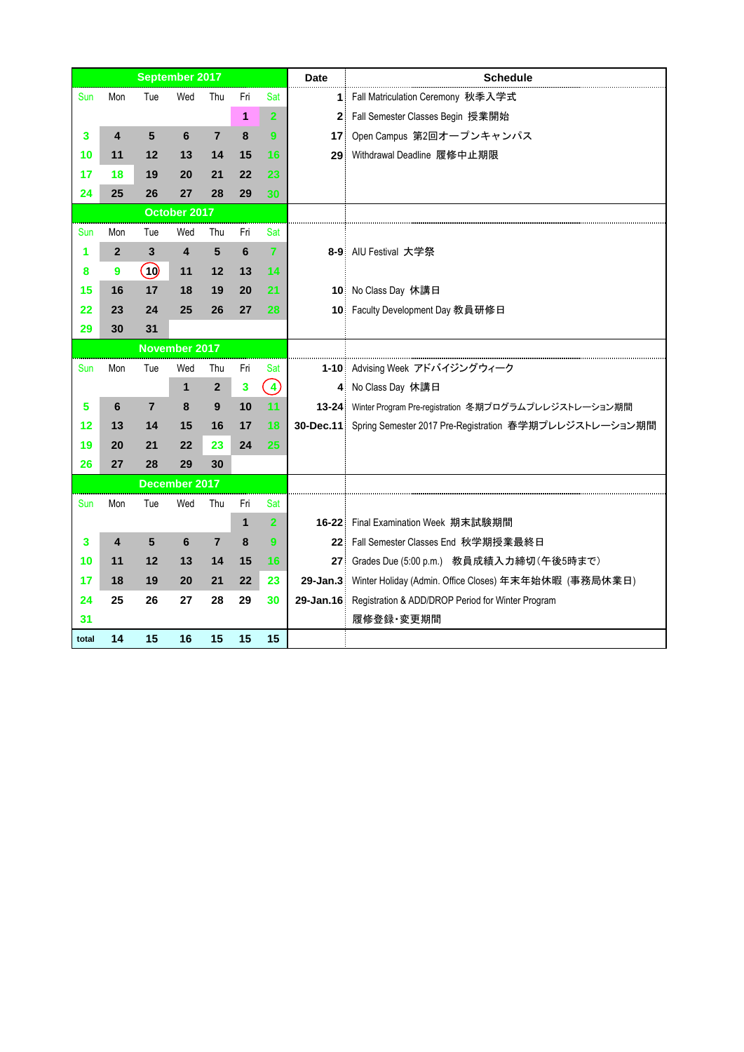| September 2017 | | | | | | | Date | Schedule |
|---|---|---|---|---|---|---|---|---|
| Sun | Mon | Tue | Wed | Thu | Fri | Sat | 1 | Fall Matriculation Ceremony 秋季入学式 |
| | | | | | 1 | 2 | 2 | Fall Semester Classes Begin 授業開始 |
| 3 | 4 | 5 | 6 | 7 | 8 | 9 | 17 | Open Campus 第2回オープンキャンパス |
| 10 | 11 | 12 | 13 | 14 | 15 | 16 | 29 | Withdrawal Deadline 履修中止期限 |
| 17 | 18 | 19 | 20 | 21 | 22 | 23 | | |
| 24 | 25 | 26 | 27 | 28 | 29 | 30 | | |
| October 2017 | | | | | | | | |
| Sun | Mon | Tue | Wed | Thu | Fri | Sat | | |
| 1 | 2 | 3 | 4 | 5 | 6 | 7 | 8-9 | AIU Festival 大学祭 |
| 8 | 9 | 10 | 11 | 12 | 13 | 14 | | |
| 15 | 16 | 17 | 18 | 19 | 20 | 21 | 10 | No Class Day 休講日 |
| 22 | 23 | 24 | 25 | 26 | 27 | 28 | 10 | Faculty Development Day 教員研修日 |
| 29 | 30 | 31 | | | | | | |
| November 2017 | | | | | | | | |
| Sun | Mon | Tue | Wed | Thu | Fri | Sat | 1-10 | Advising Week アドバイジングウィーク |
| | | | 1 | 2 | 3 | 4 | 4 | No Class Day 休講日 |
| 5 | 6 | 7 | 8 | 9 | 10 | 11 | 13-24 | Winter Program Pre-registration 冬期プログラムプレレジストレーション期間 |
| 12 | 13 | 14 | 15 | 16 | 17 | 18 | 30-Dec.11 | Spring Semester 2017 Pre-Registration 春学期プレレジストレーション期間 |
| 19 | 20 | 21 | 22 | 23 | 24 | 25 | | |
| 26 | 27 | 28 | 29 | 30 | | | | |
| December 2017 | | | | | | | | |
| Sun | Mon | Tue | Wed | Thu | Fri | Sat | | |
| | | | | | 1 | 2 | 16-22 | Final Examination Week 期末試験期間 |
| 3 | 4 | 5 | 6 | 7 | 8 | 9 | 22 | Fall Semester Classes End 秋学期授業最終日 |
| 10 | 11 | 12 | 13 | 14 | 15 | 16 | 27 | Grades Due (5:00 p.m.) 教員成績入力締切(午後5時まで) |
| 17 | 18 | 19 | 20 | 21 | 22 | 23 | 29-Jan.3 | Winter Holiday (Admin. Office Closes) 年末年始休暇 (事務局休業日) |
| 24 | 25 | 26 | 27 | 28 | 29 | 30 | 29-Jan.16 | Registration & ADD/DROP Period for Winter Program |
| 31 | | | | | | | | 履修登録･変更期間 |
| total | 14 | 15 | 16 | 15 | 15 | 15 | | |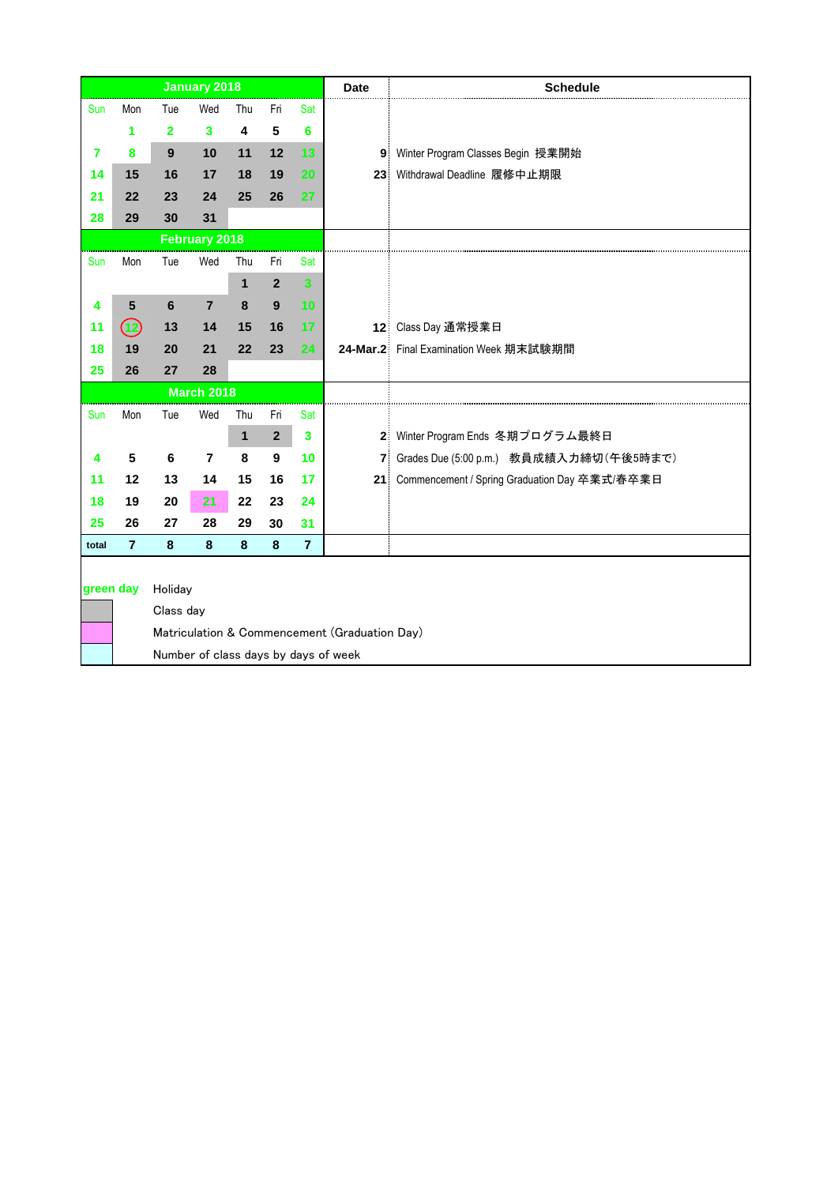| January 2018 | | | | | | | Date | Schedule |
|---|---|---|---|---|---|---|---|---|
| Sun | Mon | Tue | Wed | Thu | Fri | Sat | | |
| | 1 | 2 | 3 | 4 | 5 | 6 | | |
| 7 | 8 | 9 | 10 | 11 | 12 | 13 | 9 | Winter Program Classes Begin 授業開始 |
| 14 | 15 | 16 | 17 | 18 | 19 | 20 | 23 | Withdrawal Deadline 履修中止期限 |
| 21 | 22 | 23 | 24 | 25 | 26 | 27 | | |
| 28 | 29 | 30 | 31 | | | | | |
| **February 2018** | | | | | | | | |
| Sun | Mon | Tue | Wed | Thu | Fri | Sat | | |
| | | | | 1 | 2 | 3 | | |
| 4 | 5 | 6 | 7 | 8 | 9 | 10 | | |
| 11 | 12 | 13 | 14 | 15 | 16 | 17 | 12 | Class Day 通常授業日 |
| 18 | 19 | 20 | 21 | 22 | 23 | 24 | 24-Mar.2 | Final Examination Week 期末試験期間 |
| 25 | 26 | 27 | 28 | | | | | |
| **March 2018** | | | | | | | | |
| Sun | Mon | Tue | Wed | Thu | Fri | Sat | | |
| | | | | 1 | 2 | 3 | 2 | Winter Program Ends 冬期プログラム最終日 |
| 4 | 5 | 6 | 7 | 8 | 9 | 10 | 7 | Grades Due (5:00 p.m.) 教員成績入力締切(午後5時まで) |
| 11 | 12 | 13 | 14 | 15 | 16 | 17 | 21 | Commencement / Spring Graduation Day 卒業式/春卒業日 |
| 18 | 19 | 20 | 21 | 22 | 23 | 24 | | |
| 25 | 26 | 27 | 28 | 29 | 30 | 31 | | |
| total | 7 | 8 | 8 | 8 | 8 | 7 | | |

| Legend | |
|---|---|
| green day | Holiday |
| (gray) | Class day |
| (pink) | Matriculation & Commencement (Graduation Day) |
| (light blue) | Number of class days by days of week |